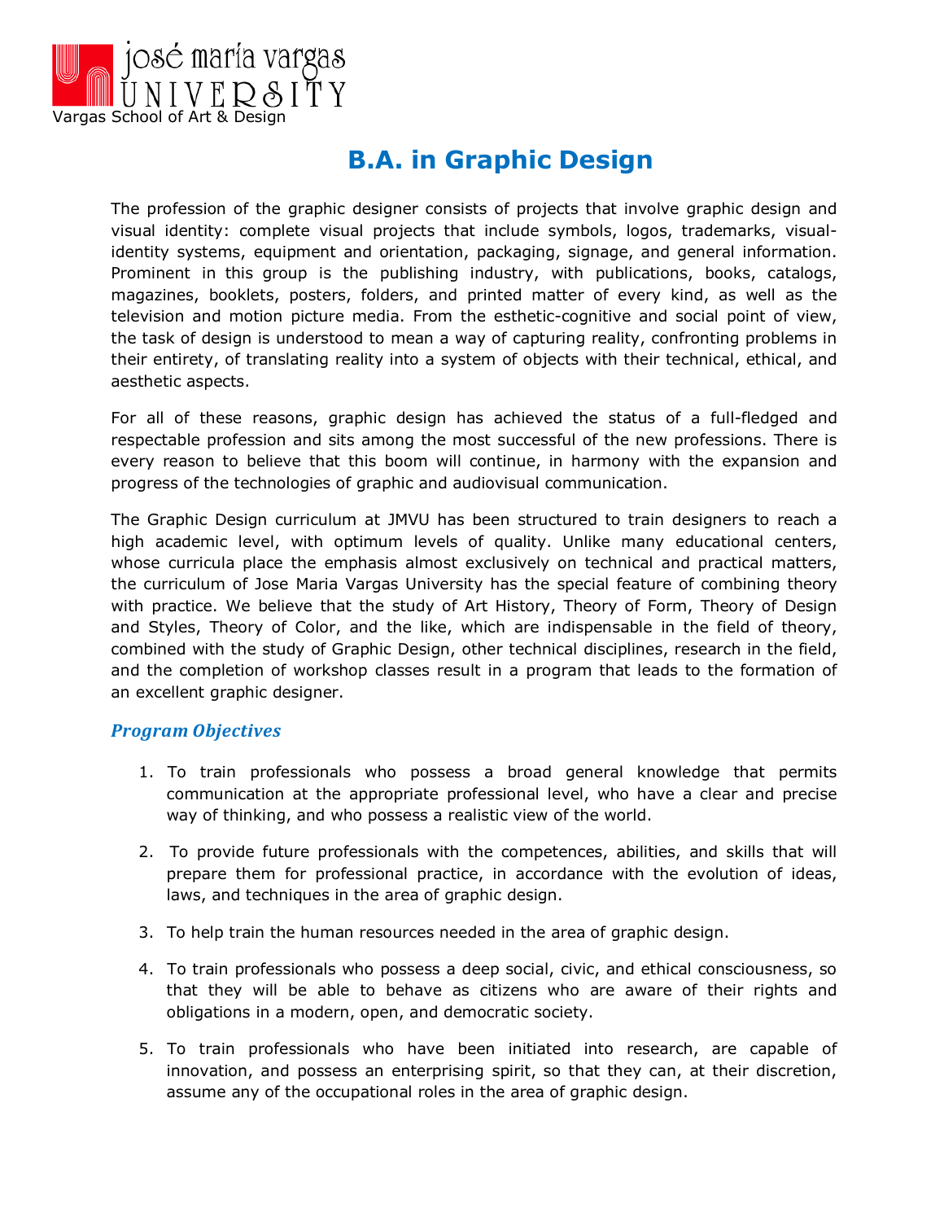josé maría vargas UNIVERSITY
Vargas School of Art & Design

# B.A. in Graphic Design

The profession of the graphic designer consists of projects that involve graphic design and visual identity: complete visual projects that include symbols, logos, trademarks, visual-identity systems, equipment and orientation, packaging, signage, and general information. Prominent in this group is the publishing industry, with publications, books, catalogs, magazines, booklets, posters, folders, and printed matter of every kind, as well as the television and motion picture media. From the esthetic-cognitive and social point of view, the task of design is understood to mean a way of capturing reality, confronting problems in their entirety, of translating reality into a system of objects with their technical, ethical, and aesthetic aspects.

For all of these reasons, graphic design has achieved the status of a full-fledged and respectable profession and sits among the most successful of the new professions. There is every reason to believe that this boom will continue, in harmony with the expansion and progress of the technologies of graphic and audiovisual communication.

The Graphic Design curriculum at JMVU has been structured to train designers to reach a high academic level, with optimum levels of quality. Unlike many educational centers, whose curricula place the emphasis almost exclusively on technical and practical matters, the curriculum of Jose Maria Vargas University has the special feature of combining theory with practice. We believe that the study of Art History, Theory of Form, Theory of Design and Styles, Theory of Color, and the like, which are indispensable in the field of theory, combined with the study of Graphic Design, other technical disciplines, research in the field, and the completion of workshop classes result in a program that leads to the formation of an excellent graphic designer.

## *Program Objectives*

1. To train professionals who possess a broad general knowledge that permits communication at the appropriate professional level, who have a clear and precise way of thinking, and who possess a realistic view of the world.

2. To provide future professionals with the competences, abilities, and skills that will prepare them for professional practice, in accordance with the evolution of ideas, laws, and techniques in the area of graphic design.

3. To help train the human resources needed in the area of graphic design.

4. To train professionals who possess a deep social, civic, and ethical consciousness, so that they will be able to behave as citizens who are aware of their rights and obligations in a modern, open, and democratic society.

5. To train professionals who have been initiated into research, are capable of innovation, and possess an enterprising spirit, so that they can, at their discretion, assume any of the occupational roles in the area of graphic design.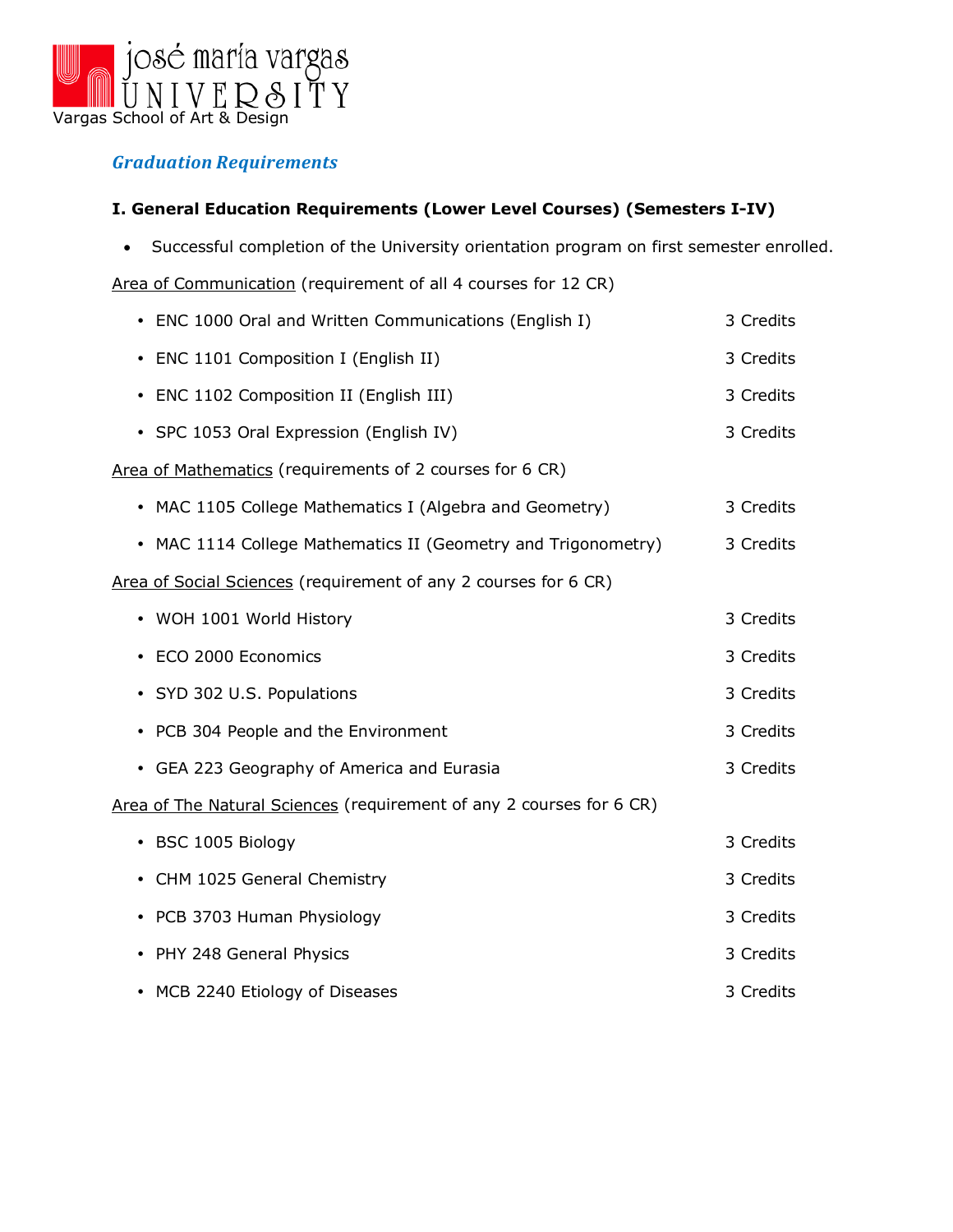josé maría vargas UNIVERSITY
Vargas School of Art & Design

## *Graduation Requirements*

### I. General Education Requirements (Lower Level Courses) (Semesters I-IV)

- Successful completion of the University orientation program on first semester enrolled.

<u>Area of Communication</u> (requirement of all 4 courses for 12 CR)

- ENC 1000 Oral and Written Communications (English I) — 3 Credits
- ENC 1101 Composition I (English II) — 3 Credits
- ENC 1102 Composition II (English III) — 3 Credits
- SPC 1053 Oral Expression (English IV) — 3 Credits

<u>Area of Mathematics</u> (requirements of 2 courses for 6 CR)

- MAC 1105 College Mathematics I (Algebra and Geometry) — 3 Credits
- MAC 1114 College Mathematics II (Geometry and Trigonometry) — 3 Credits

<u>Area of Social Sciences</u> (requirement of any 2 courses for 6 CR)

- WOH 1001 World History — 3 Credits
- ECO 2000 Economics — 3 Credits
- SYD 302 U.S. Populations — 3 Credits
- PCB 304 People and the Environment — 3 Credits
- GEA 223 Geography of America and Eurasia — 3 Credits

<u>Area of The Natural Sciences</u> (requirement of any 2 courses for 6 CR)

- BSC 1005 Biology — 3 Credits
- CHM 1025 General Chemistry — 3 Credits
- PCB 3703 Human Physiology — 3 Credits
- PHY 248 General Physics — 3 Credits
- MCB 2240 Etiology of Diseases — 3 Credits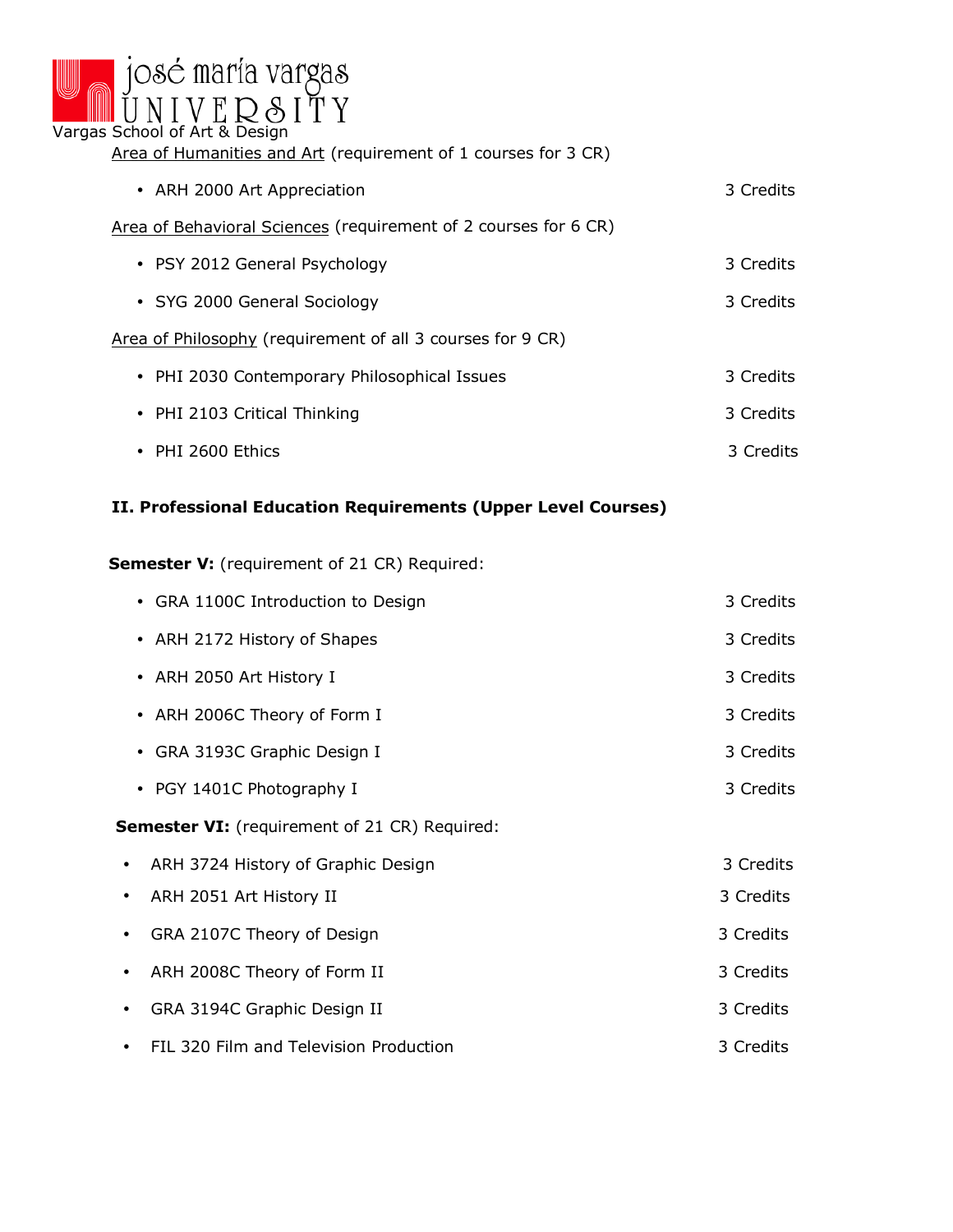Vargas School of Art & Design

<u>Area of Humanities and Art</u> (requirement of 1 courses for 3 CR)

- ARH 2000 Art Appreciation — 3 Credits

<u>Area of Behavioral Sciences</u> (requirement of 2 courses for 6 CR)

- PSY 2012 General Psychology — 3 Credits
- SYG 2000 General Sociology — 3 Credits

<u>Area of Philosophy</u> (requirement of all 3 courses for 9 CR)

- PHI 2030 Contemporary Philosophical Issues — 3 Credits
- PHI 2103 Critical Thinking — 3 Credits
- PHI 2600 Ethics — 3 Credits

## II. Professional Education Requirements (Upper Level Courses)

**Semester V:** (requirement of 21 CR) Required:

- GRA 1100C Introduction to Design — 3 Credits
- ARH 2172 History of Shapes — 3 Credits
- ARH 2050 Art History I — 3 Credits
- ARH 2006C Theory of Form I — 3 Credits
- GRA 3193C Graphic Design I — 3 Credits
- PGY 1401C Photography I — 3 Credits

**Semester VI:** (requirement of 21 CR) Required:

- ARH 3724 History of Graphic Design — 3 Credits
- ARH 2051 Art History II — 3 Credits
- GRA 2107C Theory of Design — 3 Credits
- ARH 2008C Theory of Form II — 3 Credits
- GRA 3194C Graphic Design II — 3 Credits
- FIL 320 Film and Television Production — 3 Credits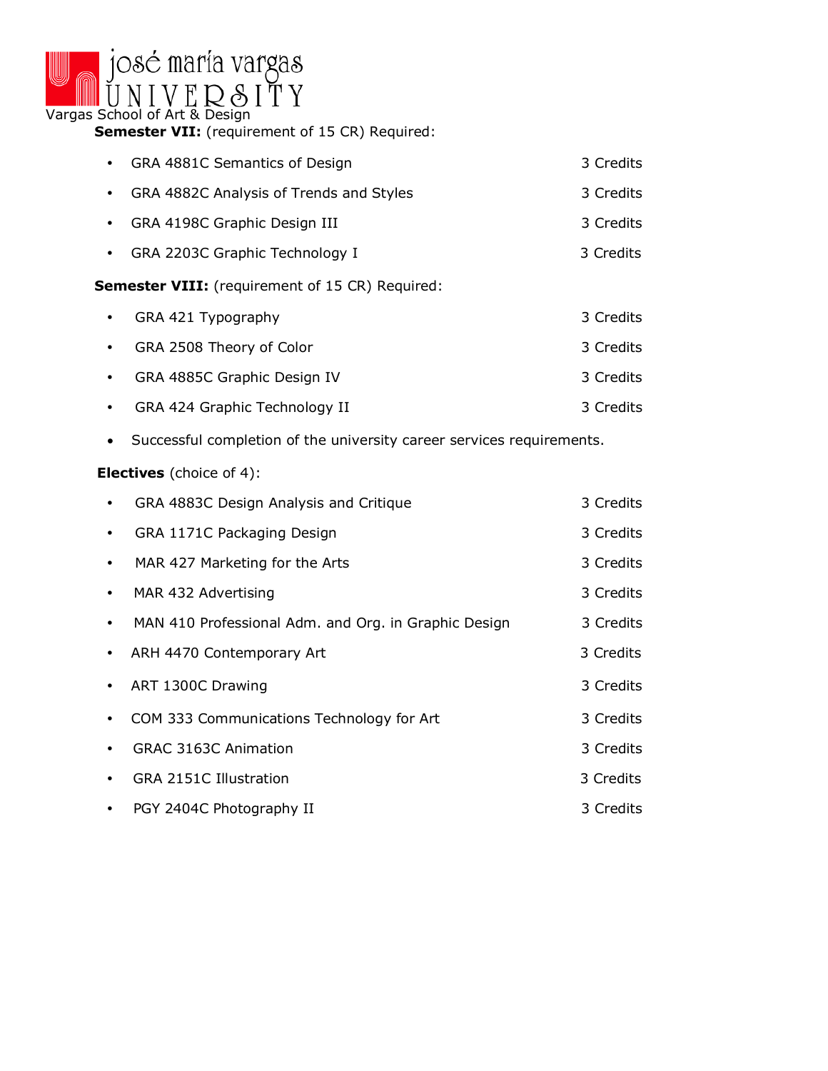**Semester VII:** (requirement of 15 CR) Required:

- GRA 4881C Semantics of Design 3 Credits
- GRA 4882C Analysis of Trends and Styles 3 Credits
- GRA 4198C Graphic Design III 3 Credits
- GRA 2203C Graphic Technology I 3 Credits

**Semester VIII:** (requirement of 15 CR) Required:

- GRA 421 Typography 3 Credits
- GRA 2508 Theory of Color 3 Credits
- GRA 4885C Graphic Design IV 3 Credits
- GRA 424 Graphic Technology II 3 Credits
- Successful completion of the university career services requirements.

**Electives** (choice of 4):

- GRA 4883C Design Analysis and Critique 3 Credits
- GRA 1171C Packaging Design 3 Credits
- MAR 427 Marketing for the Arts 3 Credits
- MAR 432 Advertising 3 Credits
- MAN 410 Professional Adm. and Org. in Graphic Design 3 Credits
- ARH 4470 Contemporary Art 3 Credits
- ART 1300C Drawing 3 Credits
- COM 333 Communications Technology for Art 3 Credits
- GRAC 3163C Animation 3 Credits
- GRA 2151C Illustration 3 Credits
- PGY 2404C Photography II 3 Credits